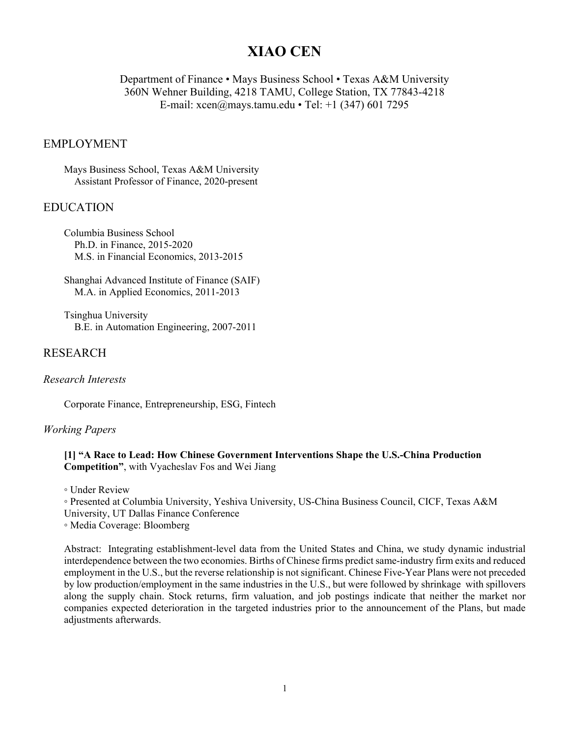# XIAO CEN

Department of Finance • Mays Business School • Texas A&M University
360N Wehner Building, 4218 TAMU, College Station, TX 77843-4218
E-mail: xcen@mays.tamu.edu • Tel: +1 (347) 601 7295

## EMPLOYMENT

Mays Business School, Texas A&M University
Assistant Professor of Finance, 2020-present

## EDUCATION

Columbia Business School
Ph.D. in Finance, 2015-2020
M.S. in Financial Economics, 2013-2015

Shanghai Advanced Institute of Finance (SAIF)
M.A. in Applied Economics, 2011-2013

Tsinghua University
B.E. in Automation Engineering, 2007-2011

## RESEARCH

### *Research Interests*

Corporate Finance, Entrepreneurship, ESG, Fintech

### *Working Papers*

**[1] "A Race to Lead: How Chinese Government Interventions Shape the U.S.-China Production Competition"**, with Vyacheslav Fos and Wei Jiang

◦ Under Review
◦ Presented at Columbia University, Yeshiva University, US-China Business Council, CICF, Texas A&M University, UT Dallas Finance Conference
◦ Media Coverage: Bloomberg

Abstract: Integrating establishment-level data from the United States and China, we study dynamic industrial interdependence between the two economies. Births of Chinese firms predict same-industry firm exits and reduced employment in the U.S., but the reverse relationship is not significant. Chinese Five-Year Plans were not preceded by low production/employment in the same industries in the U.S., but were followed by shrinkage with spillovers along the supply chain. Stock returns, firm valuation, and job postings indicate that neither the market nor companies expected deterioration in the targeted industries prior to the announcement of the Plans, but made adjustments afterwards.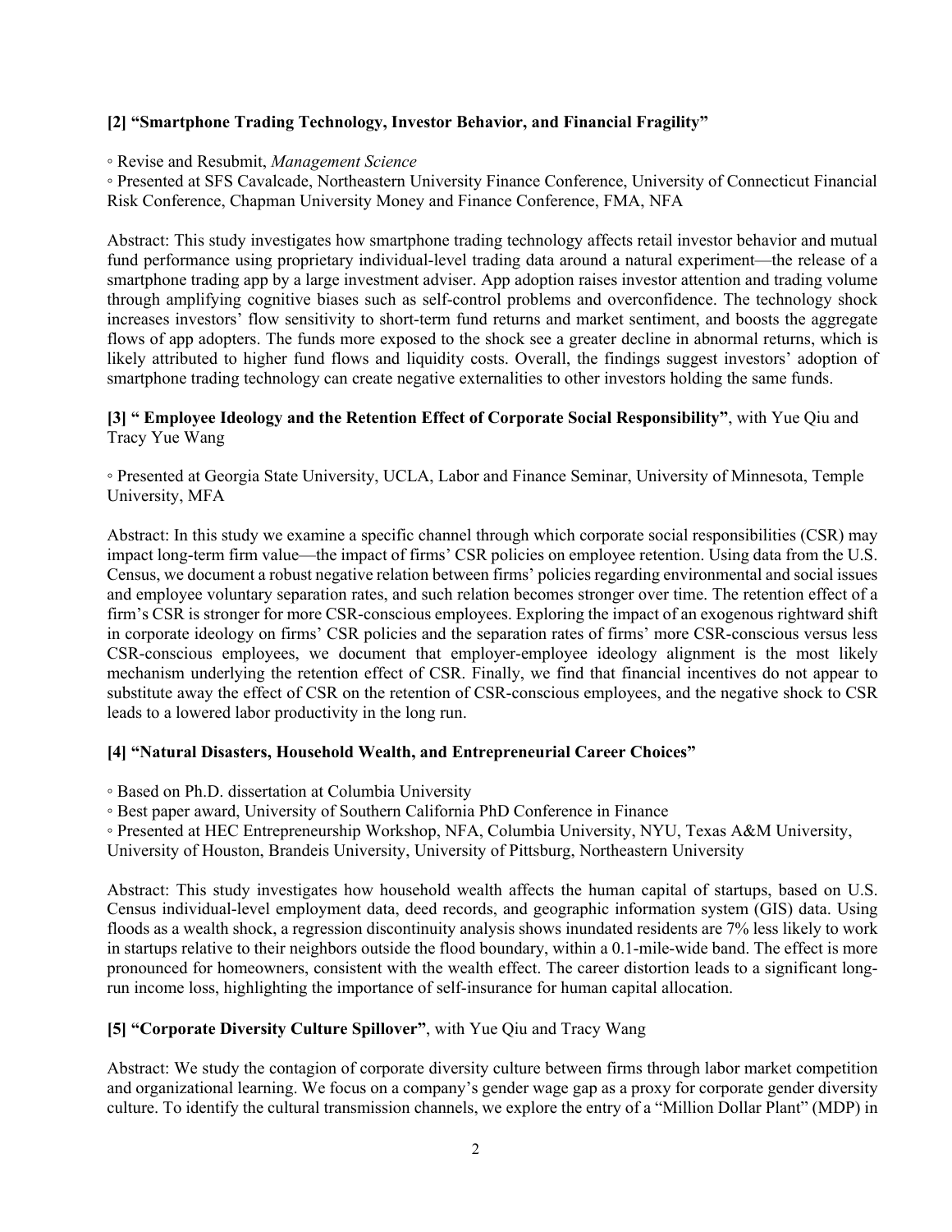**[2] "Smartphone Trading Technology, Investor Behavior, and Financial Fragility"**

◦ Revise and Resubmit, *Management Science*
◦ Presented at SFS Cavalcade, Northeastern University Finance Conference, University of Connecticut Financial Risk Conference, Chapman University Money and Finance Conference, FMA, NFA

Abstract: This study investigates how smartphone trading technology affects retail investor behavior and mutual fund performance using proprietary individual-level trading data around a natural experiment—the release of a smartphone trading app by a large investment adviser. App adoption raises investor attention and trading volume through amplifying cognitive biases such as self-control problems and overconfidence. The technology shock increases investors' flow sensitivity to short-term fund returns and market sentiment, and boosts the aggregate flows of app adopters. The funds more exposed to the shock see a greater decline in abnormal returns, which is likely attributed to higher fund flows and liquidity costs. Overall, the findings suggest investors' adoption of smartphone trading technology can create negative externalities to other investors holding the same funds.

**[3] " Employee Ideology and the Retention Effect of Corporate Social Responsibility"**, with Yue Qiu and Tracy Yue Wang

◦ Presented at Georgia State University, UCLA, Labor and Finance Seminar, University of Minnesota, Temple University, MFA

Abstract: In this study we examine a specific channel through which corporate social responsibilities (CSR) may impact long-term firm value—the impact of firms' CSR policies on employee retention. Using data from the U.S. Census, we document a robust negative relation between firms' policies regarding environmental and social issues and employee voluntary separation rates, and such relation becomes stronger over time. The retention effect of a firm's CSR is stronger for more CSR-conscious employees. Exploring the impact of an exogenous rightward shift in corporate ideology on firms' CSR policies and the separation rates of firms' more CSR-conscious versus less CSR-conscious employees, we document that employer-employee ideology alignment is the most likely mechanism underlying the retention effect of CSR. Finally, we find that financial incentives do not appear to substitute away the effect of CSR on the retention of CSR-conscious employees, and the negative shock to CSR leads to a lowered labor productivity in the long run.

**[4] "Natural Disasters, Household Wealth, and Entrepreneurial Career Choices"**

◦ Based on Ph.D. dissertation at Columbia University
◦ Best paper award, University of Southern California PhD Conference in Finance
◦ Presented at HEC Entrepreneurship Workshop, NFA, Columbia University, NYU, Texas A&M University, University of Houston, Brandeis University, University of Pittsburg, Northeastern University

Abstract: This study investigates how household wealth affects the human capital of startups, based on U.S. Census individual-level employment data, deed records, and geographic information system (GIS) data. Using floods as a wealth shock, a regression discontinuity analysis shows inundated residents are 7% less likely to work in startups relative to their neighbors outside the flood boundary, within a 0.1-mile-wide band. The effect is more pronounced for homeowners, consistent with the wealth effect. The career distortion leads to a significant long-run income loss, highlighting the importance of self-insurance for human capital allocation.

**[5] "Corporate Diversity Culture Spillover"**, with Yue Qiu and Tracy Wang

Abstract: We study the contagion of corporate diversity culture between firms through labor market competition and organizational learning. We focus on a company's gender wage gap as a proxy for corporate gender diversity culture. To identify the cultural transmission channels, we explore the entry of a "Million Dollar Plant" (MDP) in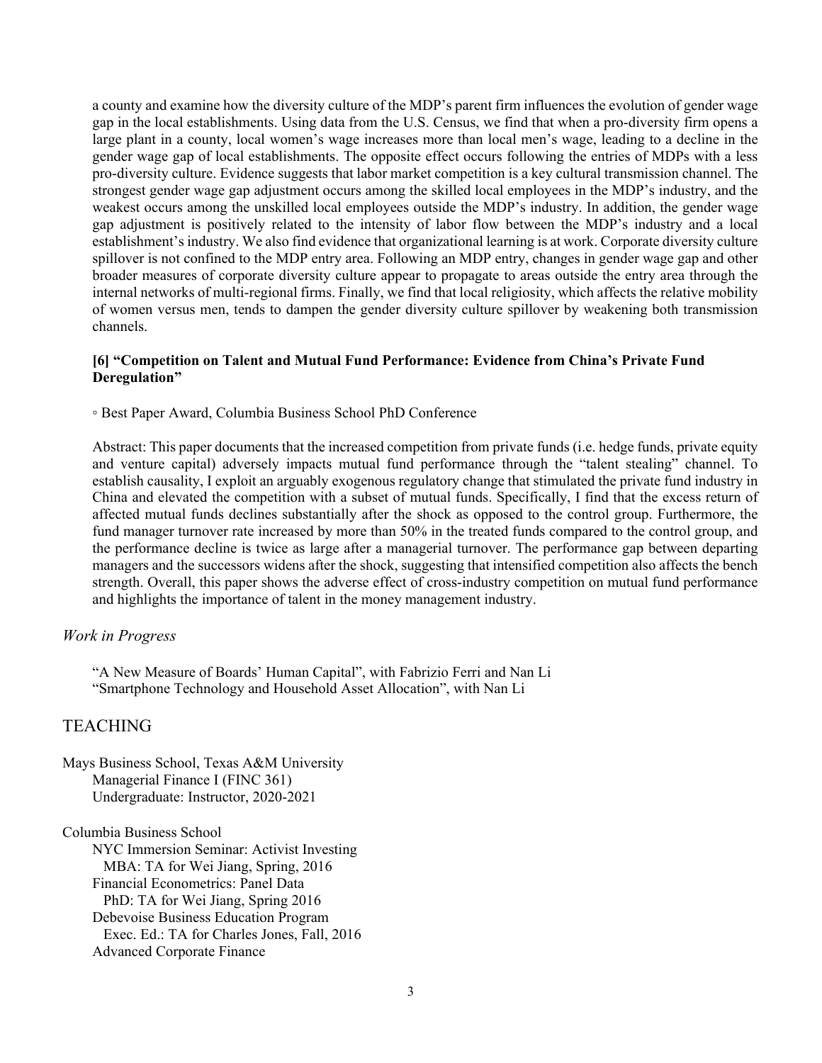a county and examine how the diversity culture of the MDP's parent firm influences the evolution of gender wage gap in the local establishments. Using data from the U.S. Census, we find that when a pro-diversity firm opens a large plant in a county, local women's wage increases more than local men's wage, leading to a decline in the gender wage gap of local establishments. The opposite effect occurs following the entries of MDPs with a less pro-diversity culture. Evidence suggests that labor market competition is a key cultural transmission channel. The strongest gender wage gap adjustment occurs among the skilled local employees in the MDP's industry, and the weakest occurs among the unskilled local employees outside the MDP's industry. In addition, the gender wage gap adjustment is positively related to the intensity of labor flow between the MDP's industry and a local establishment's industry. We also find evidence that organizational learning is at work. Corporate diversity culture spillover is not confined to the MDP entry area. Following an MDP entry, changes in gender wage gap and other broader measures of corporate diversity culture appear to propagate to areas outside the entry area through the internal networks of multi-regional firms. Finally, we find that local religiosity, which affects the relative mobility of women versus men, tends to dampen the gender diversity culture spillover by weakening both transmission channels.

**[6] "Competition on Talent and Mutual Fund Performance: Evidence from China's Private Fund Deregulation"**

◦ Best Paper Award, Columbia Business School PhD Conference

Abstract: This paper documents that the increased competition from private funds (i.e. hedge funds, private equity and venture capital) adversely impacts mutual fund performance through the "talent stealing" channel. To establish causality, I exploit an arguably exogenous regulatory change that stimulated the private fund industry in China and elevated the competition with a subset of mutual funds. Specifically, I find that the excess return of affected mutual funds declines substantially after the shock as opposed to the control group. Furthermore, the fund manager turnover rate increased by more than 50% in the treated funds compared to the control group, and the performance decline is twice as large after a managerial turnover. The performance gap between departing managers and the successors widens after the shock, suggesting that intensified competition also affects the bench strength. Overall, this paper shows the adverse effect of cross-industry competition on mutual fund performance and highlights the importance of talent in the money management industry.

### *Work in Progress*

"A New Measure of Boards' Human Capital", with Fabrizio Ferri and Nan Li
"Smartphone Technology and Household Asset Allocation", with Nan Li

## TEACHING

Mays Business School, Texas A&M University
Managerial Finance I (FINC 361)
Undergraduate: Instructor, 2020-2021

Columbia Business School
NYC Immersion Seminar: Activist Investing
MBA: TA for Wei Jiang, Spring, 2016
Financial Econometrics: Panel Data
PhD: TA for Wei Jiang, Spring 2016
Debevoise Business Education Program
Exec. Ed.: TA for Charles Jones, Fall, 2016
Advanced Corporate Finance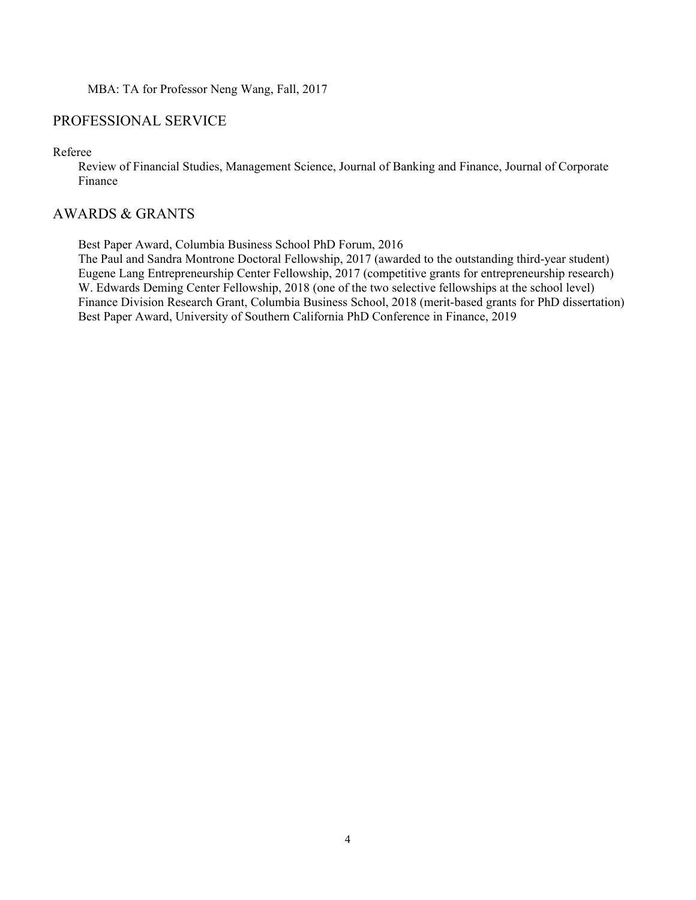MBA: TA for Professor Neng Wang, Fall, 2017

## PROFESSIONAL SERVICE

Referee

Review of Financial Studies, Management Science, Journal of Banking and Finance, Journal of Corporate Finance

## AWARDS & GRANTS

Best Paper Award, Columbia Business School PhD Forum, 2016
The Paul and Sandra Montrone Doctoral Fellowship, 2017 (awarded to the outstanding third-year student)
Eugene Lang Entrepreneurship Center Fellowship, 2017 (competitive grants for entrepreneurship research)
W. Edwards Deming Center Fellowship, 2018 (one of the two selective fellowships at the school level)
Finance Division Research Grant, Columbia Business School, 2018 (merit-based grants for PhD dissertation)
Best Paper Award, University of Southern California PhD Conference in Finance, 2019